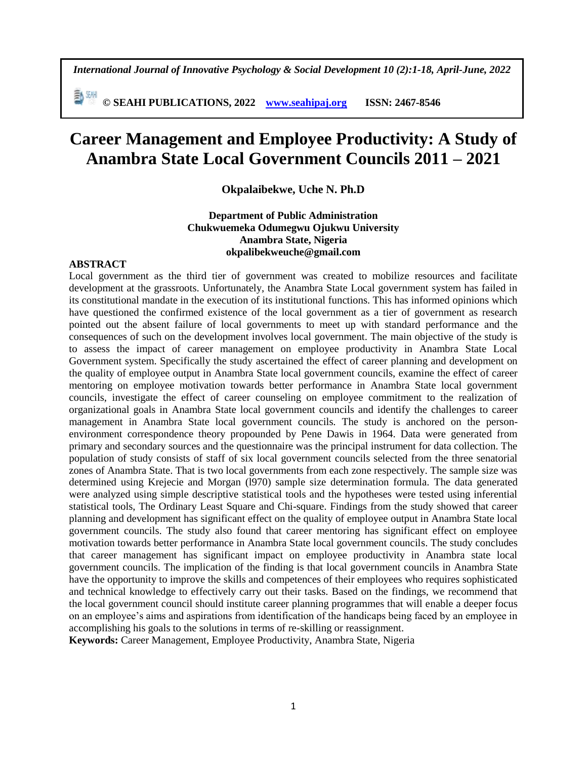# Career Management and Employee Productivity: A Study of Anambra State Local Government Councils 2011 – 2021

**Okpalaibekwe, Uche N. Ph.D**

**Department of Public Administration**
**Chukwuemeka Odumegwu Ojukwu University**
**Anambra State, Nigeria**
**okpalibekweuche@gmail.com**

## ABSTRACT

Local government as the third tier of government was created to mobilize resources and facilitate development at the grassroots. Unfortunately, the Anambra State Local government system has failed in its constitutional mandate in the execution of its institutional functions. This has informed opinions which have questioned the confirmed existence of the local government as a tier of government as research pointed out the absent failure of local governments to meet up with standard performance and the consequences of such on the development involves local government. The main objective of the study is to assess the impact of career management on employee productivity in Anambra State Local Government system. Specifically the study ascertained the effect of career planning and development on the quality of employee output in Anambra State local government councils, examine the effect of career mentoring on employee motivation towards better performance in Anambra State local government councils, investigate the effect of career counseling on employee commitment to the realization of organizational goals in Anambra State local government councils and identify the challenges to career management in Anambra State local government councils. The study is anchored on the person-environment correspondence theory propounded by Pene Dawis in 1964. Data were generated from primary and secondary sources and the questionnaire was the principal instrument for data collection. The population of study consists of staff of six local government councils selected from the three senatorial zones of Anambra State. That is two local governments from each zone respectively. The sample size was determined using Krejecie and Morgan (l970) sample size determination formula. The data generated were analyzed using simple descriptive statistical tools and the hypotheses were tested using inferential statistical tools, The Ordinary Least Square and Chi-square. Findings from the study showed that career planning and development has significant effect on the quality of employee output in Anambra State local government councils. The study also found that career mentoring has significant effect on employee motivation towards better performance in Anambra State local government councils. The study concludes that career management has significant impact on employee productivity in Anambra state local government councils. The implication of the finding is that local government councils in Anambra State have the opportunity to improve the skills and competences of their employees who requires sophisticated and technical knowledge to effectively carry out their tasks. Based on the findings, we recommend that the local government council should institute career planning programmes that will enable a deeper focus on an employee's aims and aspirations from identification of the handicaps being faced by an employee in accomplishing his goals to the solutions in terms of re-skilling or reassignment.

**Keywords:** Career Management, Employee Productivity, Anambra State, Nigeria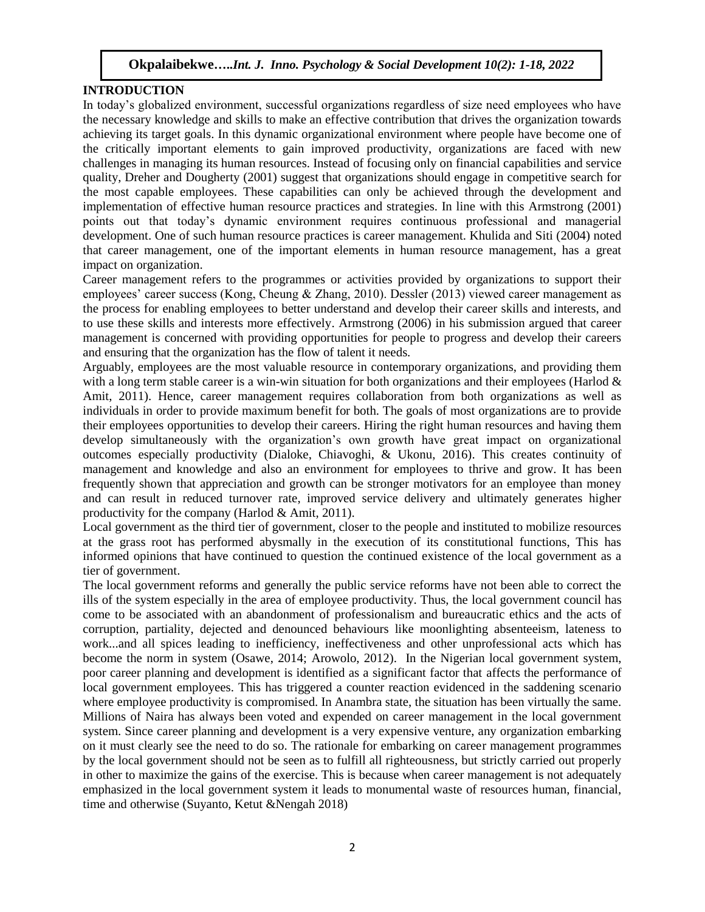## INTRODUCTION

In today's globalized environment, successful organizations regardless of size need employees who have the necessary knowledge and skills to make an effective contribution that drives the organization towards achieving its target goals. In this dynamic organizational environment where people have become one of the critically important elements to gain improved productivity, organizations are faced with new challenges in managing its human resources. Instead of focusing only on financial capabilities and service quality, Dreher and Dougherty (2001) suggest that organizations should engage in competitive search for the most capable employees. These capabilities can only be achieved through the development and implementation of effective human resource practices and strategies. In line with this Armstrong (2001) points out that today's dynamic environment requires continuous professional and managerial development. One of such human resource practices is career management. Khulida and Siti (2004) noted that career management, one of the important elements in human resource management, has a great impact on organization.

Career management refers to the programmes or activities provided by organizations to support their employees' career success (Kong, Cheung & Zhang, 2010). Dessler (2013) viewed career management as the process for enabling employees to better understand and develop their career skills and interests, and to use these skills and interests more effectively. Armstrong (2006) in his submission argued that career management is concerned with providing opportunities for people to progress and develop their careers and ensuring that the organization has the flow of talent it needs.

Arguably, employees are the most valuable resource in contemporary organizations, and providing them with a long term stable career is a win-win situation for both organizations and their employees (Harlod & Amit, 2011). Hence, career management requires collaboration from both organizations as well as individuals in order to provide maximum benefit for both. The goals of most organizations are to provide their employees opportunities to develop their careers. Hiring the right human resources and having them develop simultaneously with the organization's own growth have great impact on organizational outcomes especially productivity (Dialoke, Chiavoghi, & Ukonu, 2016). This creates continuity of management and knowledge and also an environment for employees to thrive and grow. It has been frequently shown that appreciation and growth can be stronger motivators for an employee than money and can result in reduced turnover rate, improved service delivery and ultimately generates higher productivity for the company (Harlod & Amit, 2011).

Local government as the third tier of government, closer to the people and instituted to mobilize resources at the grass root has performed abysmally in the execution of its constitutional functions, This has informed opinions that have continued to question the continued existence of the local government as a tier of government.

The local government reforms and generally the public service reforms have not been able to correct the ills of the system especially in the area of employee productivity. Thus, the local government council has come to be associated with an abandonment of professionalism and bureaucratic ethics and the acts of corruption, partiality, dejected and denounced behaviours like moonlighting absenteeism, lateness to work...and all spices leading to inefficiency, ineffectiveness and other unprofessional acts which has become the norm in system (Osawe, 2014; Arowolo, 2012). In the Nigerian local government system, poor career planning and development is identified as a significant factor that affects the performance of local government employees. This has triggered a counter reaction evidenced in the saddening scenario where employee productivity is compromised. In Anambra state, the situation has been virtually the same. Millions of Naira has always been voted and expended on career management in the local government system. Since career planning and development is a very expensive venture, any organization embarking on it must clearly see the need to do so. The rationale for embarking on career management programmes by the local government should not be seen as to fulfill all righteousness, but strictly carried out properly in other to maximize the gains of the exercise. This is because when career management is not adequately emphasized in the local government system it leads to monumental waste of resources human, financial, time and otherwise (Suyanto, Ketut &Nengah 2018)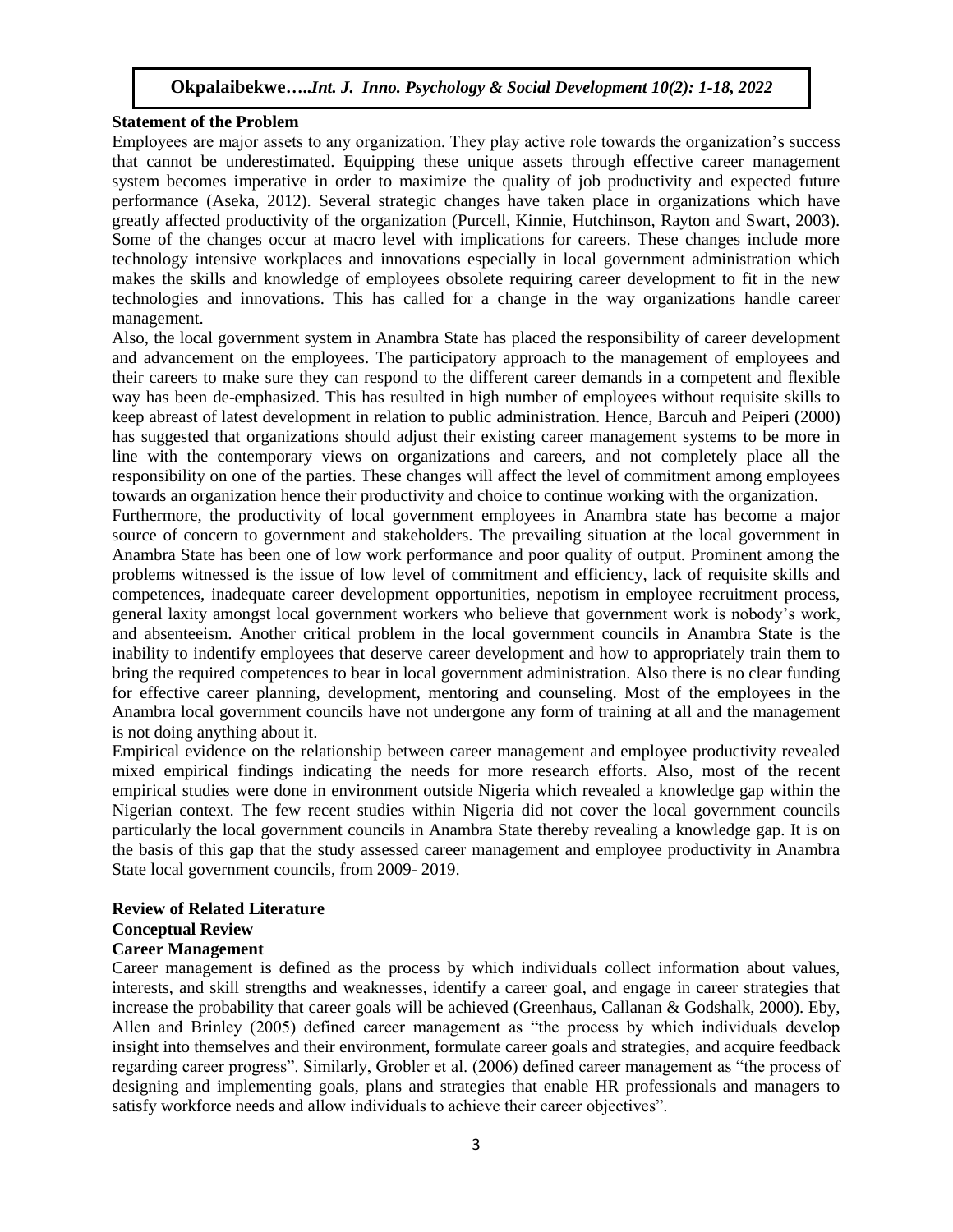## Statement of the Problem

Employees are major assets to any organization. They play active role towards the organization's success that cannot be underestimated. Equipping these unique assets through effective career management system becomes imperative in order to maximize the quality of job productivity and expected future performance (Aseka, 2012). Several strategic changes have taken place in organizations which have greatly affected productivity of the organization (Purcell, Kinnie, Hutchinson, Rayton and Swart, 2003). Some of the changes occur at macro level with implications for careers. These changes include more technology intensive workplaces and innovations especially in local government administration which makes the skills and knowledge of employees obsolete requiring career development to fit in the new technologies and innovations. This has called for a change in the way organizations handle career management.

Also, the local government system in Anambra State has placed the responsibility of career development and advancement on the employees. The participatory approach to the management of employees and their careers to make sure they can respond to the different career demands in a competent and flexible way has been de-emphasized. This has resulted in high number of employees without requisite skills to keep abreast of latest development in relation to public administration. Hence, Barcuh and Peiperi (2000) has suggested that organizations should adjust their existing career management systems to be more in line with the contemporary views on organizations and careers, and not completely place all the responsibility on one of the parties. These changes will affect the level of commitment among employees towards an organization hence their productivity and choice to continue working with the organization.

Furthermore, the productivity of local government employees in Anambra state has become a major source of concern to government and stakeholders. The prevailing situation at the local government in Anambra State has been one of low work performance and poor quality of output. Prominent among the problems witnessed is the issue of low level of commitment and efficiency, lack of requisite skills and competences, inadequate career development opportunities, nepotism in employee recruitment process, general laxity amongst local government workers who believe that government work is nobody's work, and absenteeism. Another critical problem in the local government councils in Anambra State is the inability to indentify employees that deserve career development and how to appropriately train them to bring the required competences to bear in local government administration. Also there is no clear funding for effective career planning, development, mentoring and counseling. Most of the employees in the Anambra local government councils have not undergone any form of training at all and the management is not doing anything about it.

Empirical evidence on the relationship between career management and employee productivity revealed mixed empirical findings indicating the needs for more research efforts. Also, most of the recent empirical studies were done in environment outside Nigeria which revealed a knowledge gap within the Nigerian context. The few recent studies within Nigeria did not cover the local government councils particularly the local government councils in Anambra State thereby revealing a knowledge gap. It is on the basis of this gap that the study assessed career management and employee productivity in Anambra State local government councils, from 2009- 2019.

## Review of Related Literature

### Conceptual Review

#### Career Management

Career management is defined as the process by which individuals collect information about values, interests, and skill strengths and weaknesses, identify a career goal, and engage in career strategies that increase the probability that career goals will be achieved (Greenhaus, Callanan & Godshalk, 2000). Eby, Allen and Brinley (2005) defined career management as "the process by which individuals develop insight into themselves and their environment, formulate career goals and strategies, and acquire feedback regarding career progress". Similarly, Grobler et al. (2006) defined career management as "the process of designing and implementing goals, plans and strategies that enable HR professionals and managers to satisfy workforce needs and allow individuals to achieve their career objectives".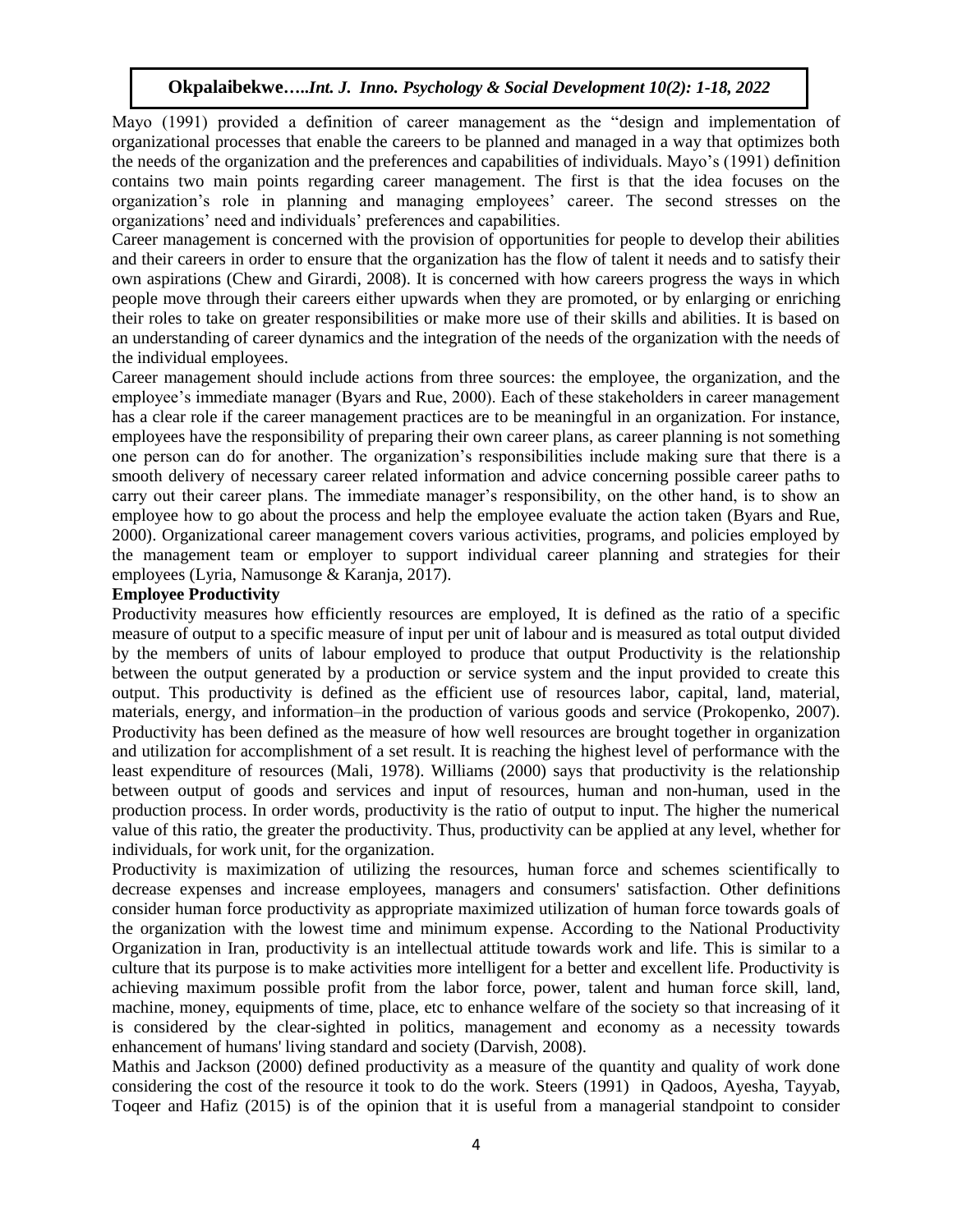Mayo (1991) provided a definition of career management as the "design and implementation of organizational processes that enable the careers to be planned and managed in a way that optimizes both the needs of the organization and the preferences and capabilities of individuals. Mayo's (1991) definition contains two main points regarding career management. The first is that the idea focuses on the organization's role in planning and managing employees' career. The second stresses on the organizations' need and individuals' preferences and capabilities.

Career management is concerned with the provision of opportunities for people to develop their abilities and their careers in order to ensure that the organization has the flow of talent it needs and to satisfy their own aspirations (Chew and Girardi, 2008). It is concerned with how careers progress the ways in which people move through their careers either upwards when they are promoted, or by enlarging or enriching their roles to take on greater responsibilities or make more use of their skills and abilities. It is based on an understanding of career dynamics and the integration of the needs of the organization with the needs of the individual employees.

Career management should include actions from three sources: the employee, the organization, and the employee's immediate manager (Byars and Rue, 2000). Each of these stakeholders in career management has a clear role if the career management practices are to be meaningful in an organization. For instance, employees have the responsibility of preparing their own career plans, as career planning is not something one person can do for another. The organization's responsibilities include making sure that there is a smooth delivery of necessary career related information and advice concerning possible career paths to carry out their career plans. The immediate manager's responsibility, on the other hand, is to show an employee how to go about the process and help the employee evaluate the action taken (Byars and Rue, 2000). Organizational career management covers various activities, programs, and policies employed by the management team or employer to support individual career planning and strategies for their employees (Lyria, Namusonge & Karanja, 2017).

**Employee Productivity**

Productivity measures how efficiently resources are employed, It is defined as the ratio of a specific measure of output to a specific measure of input per unit of labour and is measured as total output divided by the members of units of labour employed to produce that output Productivity is the relationship between the output generated by a production or service system and the input provided to create this output. This productivity is defined as the efficient use of resources labor, capital, land, material, materials, energy, and information–in the production of various goods and service (Prokopenko, 2007). Productivity has been defined as the measure of how well resources are brought together in organization and utilization for accomplishment of a set result. It is reaching the highest level of performance with the least expenditure of resources (Mali, 1978). Williams (2000) says that productivity is the relationship between output of goods and services and input of resources, human and non-human, used in the production process. In order words, productivity is the ratio of output to input. The higher the numerical value of this ratio, the greater the productivity. Thus, productivity can be applied at any level, whether for individuals, for work unit, for the organization.

Productivity is maximization of utilizing the resources, human force and schemes scientifically to decrease expenses and increase employees, managers and consumers' satisfaction. Other definitions consider human force productivity as appropriate maximized utilization of human force towards goals of the organization with the lowest time and minimum expense. According to the National Productivity Organization in Iran, productivity is an intellectual attitude towards work and life. This is similar to a culture that its purpose is to make activities more intelligent for a better and excellent life. Productivity is achieving maximum possible profit from the labor force, power, talent and human force skill, land, machine, money, equipments of time, place, etc to enhance welfare of the society so that increasing of it is considered by the clear-sighted in politics, management and economy as a necessity towards enhancement of humans' living standard and society (Darvish, 2008).

Mathis and Jackson (2000) defined productivity as a measure of the quantity and quality of work done considering the cost of the resource it took to do the work. Steers (1991) in Qadoos, Ayesha, Tayyab, Toqeer and Hafiz (2015) is of the opinion that it is useful from a managerial standpoint to consider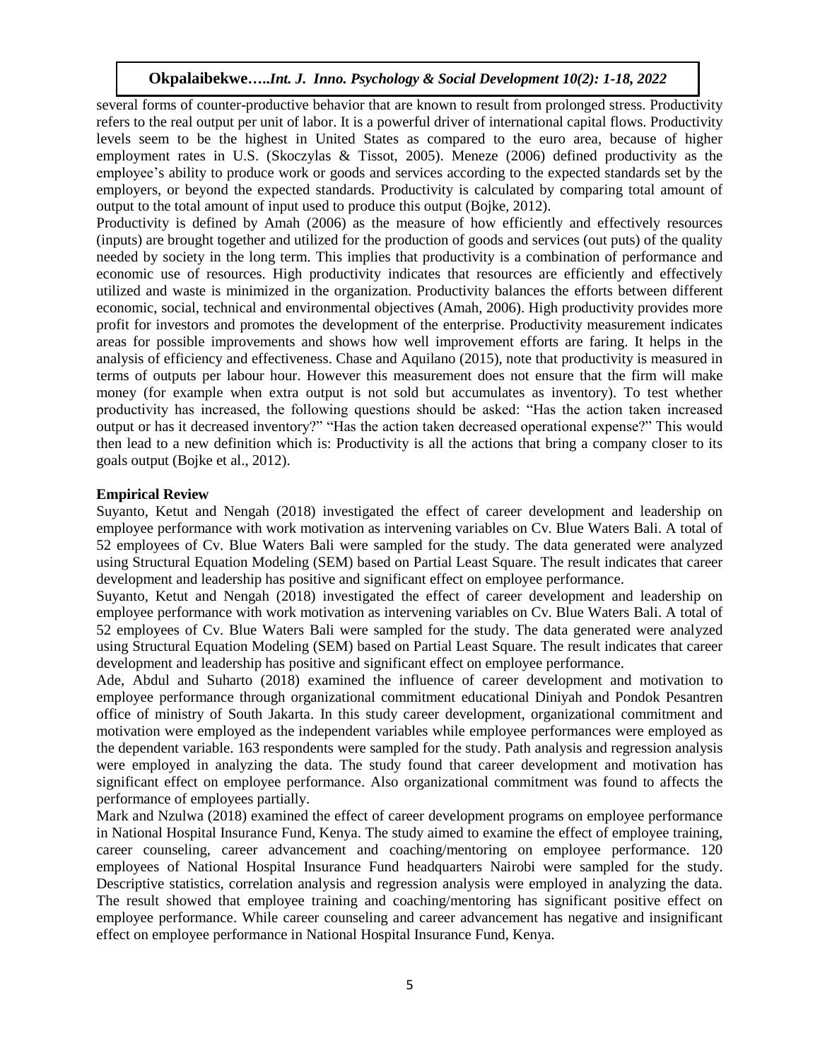several forms of counter-productive behavior that are known to result from prolonged stress. Productivity refers to the real output per unit of labor. It is a powerful driver of international capital flows. Productivity levels seem to be the highest in United States as compared to the euro area, because of higher employment rates in U.S. (Skoczylas & Tissot, 2005). Meneze (2006) defined productivity as the employee's ability to produce work or goods and services according to the expected standards set by the employers, or beyond the expected standards. Productivity is calculated by comparing total amount of output to the total amount of input used to produce this output (Bojke, 2012).

Productivity is defined by Amah (2006) as the measure of how efficiently and effectively resources (inputs) are brought together and utilized for the production of goods and services (out puts) of the quality needed by society in the long term. This implies that productivity is a combination of performance and economic use of resources. High productivity indicates that resources are efficiently and effectively utilized and waste is minimized in the organization. Productivity balances the efforts between different economic, social, technical and environmental objectives (Amah, 2006). High productivity provides more profit for investors and promotes the development of the enterprise. Productivity measurement indicates areas for possible improvements and shows how well improvement efforts are faring. It helps in the analysis of efficiency and effectiveness. Chase and Aquilano (2015), note that productivity is measured in terms of outputs per labour hour. However this measurement does not ensure that the firm will make money (for example when extra output is not sold but accumulates as inventory). To test whether productivity has increased, the following questions should be asked: "Has the action taken increased output or has it decreased inventory?" "Has the action taken decreased operational expense?" This would then lead to a new definition which is: Productivity is all the actions that bring a company closer to its goals output (Bojke et al., 2012).

**Empirical Review**

Suyanto, Ketut and Nengah (2018) investigated the effect of career development and leadership on employee performance with work motivation as intervening variables on Cv. Blue Waters Bali. A total of 52 employees of Cv. Blue Waters Bali were sampled for the study. The data generated were analyzed using Structural Equation Modeling (SEM) based on Partial Least Square. The result indicates that career development and leadership has positive and significant effect on employee performance.

Suyanto, Ketut and Nengah (2018) investigated the effect of career development and leadership on employee performance with work motivation as intervening variables on Cv. Blue Waters Bali. A total of 52 employees of Cv. Blue Waters Bali were sampled for the study. The data generated were analyzed using Structural Equation Modeling (SEM) based on Partial Least Square. The result indicates that career development and leadership has positive and significant effect on employee performance.

Ade, Abdul and Suharto (2018) examined the influence of career development and motivation to employee performance through organizational commitment educational Diniyah and Pondok Pesantren office of ministry of South Jakarta. In this study career development, organizational commitment and motivation were employed as the independent variables while employee performances were employed as the dependent variable. 163 respondents were sampled for the study. Path analysis and regression analysis were employed in analyzing the data. The study found that career development and motivation has significant effect on employee performance. Also organizational commitment was found to affects the performance of employees partially.

Mark and Nzulwa (2018) examined the effect of career development programs on employee performance in National Hospital Insurance Fund, Kenya. The study aimed to examine the effect of employee training, career counseling, career advancement and coaching/mentoring on employee performance. 120 employees of National Hospital Insurance Fund headquarters Nairobi were sampled for the study. Descriptive statistics, correlation analysis and regression analysis were employed in analyzing the data. The result showed that employee training and coaching/mentoring has significant positive effect on employee performance. While career counseling and career advancement has negative and insignificant effect on employee performance in National Hospital Insurance Fund, Kenya.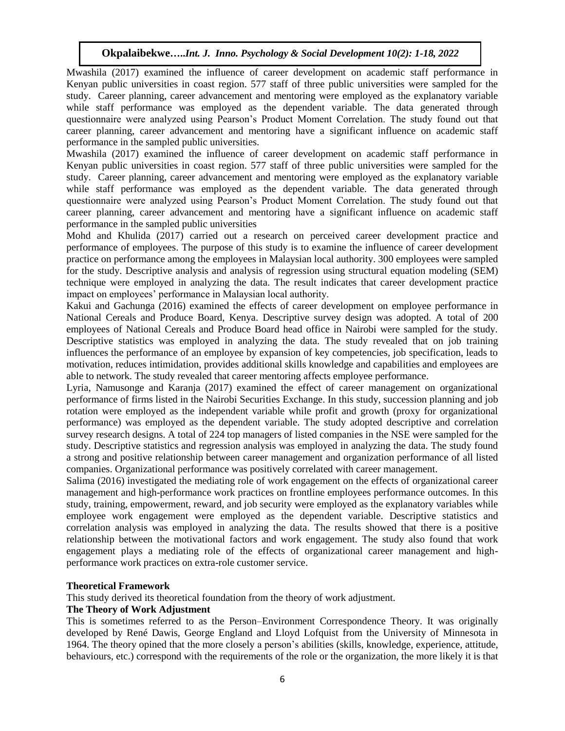Mwashila (2017) examined the influence of career development on academic staff performance in Kenyan public universities in coast region. 577 staff of three public universities were sampled for the study. Career planning, career advancement and mentoring were employed as the explanatory variable while staff performance was employed as the dependent variable. The data generated through questionnaire were analyzed using Pearson's Product Moment Correlation. The study found out that career planning, career advancement and mentoring have a significant influence on academic staff performance in the sampled public universities.

Mwashila (2017) examined the influence of career development on academic staff performance in Kenyan public universities in coast region. 577 staff of three public universities were sampled for the study. Career planning, career advancement and mentoring were employed as the explanatory variable while staff performance was employed as the dependent variable. The data generated through questionnaire were analyzed using Pearson's Product Moment Correlation. The study found out that career planning, career advancement and mentoring have a significant influence on academic staff performance in the sampled public universities

Mohd and Khulida (2017) carried out a research on perceived career development practice and performance of employees. The purpose of this study is to examine the influence of career development practice on performance among the employees in Malaysian local authority. 300 employees were sampled for the study. Descriptive analysis and analysis of regression using structural equation modeling (SEM) technique were employed in analyzing the data. The result indicates that career development practice impact on employees' performance in Malaysian local authority.

Kakui and Gachunga (2016) examined the effects of career development on employee performance in National Cereals and Produce Board, Kenya. Descriptive survey design was adopted. A total of 200 employees of National Cereals and Produce Board head office in Nairobi were sampled for the study. Descriptive statistics was employed in analyzing the data. The study revealed that on job training influences the performance of an employee by expansion of key competencies, job specification, leads to motivation, reduces intimidation, provides additional skills knowledge and capabilities and employees are able to network. The study revealed that career mentoring affects employee performance.

Lyria, Namusonge and Karanja (2017) examined the effect of career management on organizational performance of firms listed in the Nairobi Securities Exchange. In this study, succession planning and job rotation were employed as the independent variable while profit and growth (proxy for organizational performance) was employed as the dependent variable. The study adopted descriptive and correlation survey research designs. A total of 224 top managers of listed companies in the NSE were sampled for the study. Descriptive statistics and regression analysis was employed in analyzing the data. The study found a strong and positive relationship between career management and organization performance of all listed companies. Organizational performance was positively correlated with career management.

Salima (2016) investigated the mediating role of work engagement on the effects of organizational career management and high-performance work practices on frontline employees performance outcomes. In this study, training, empowerment, reward, and job security were employed as the explanatory variables while employee work engagement were employed as the dependent variable. Descriptive statistics and correlation analysis was employed in analyzing the data. The results showed that there is a positive relationship between the motivational factors and work engagement. The study also found that work engagement plays a mediating role of the effects of organizational career management and high-performance work practices on extra-role customer service.

## Theoretical Framework

This study derived its theoretical foundation from the theory of work adjustment.

### The Theory of Work Adjustment

This is sometimes referred to as the Person–Environment Correspondence Theory. It was originally developed by René Dawis, George England and Lloyd Lofquist from the University of Minnesota in 1964. The theory opined that the more closely a person's abilities (skills, knowledge, experience, attitude, behaviours, etc.) correspond with the requirements of the role or the organization, the more likely it is that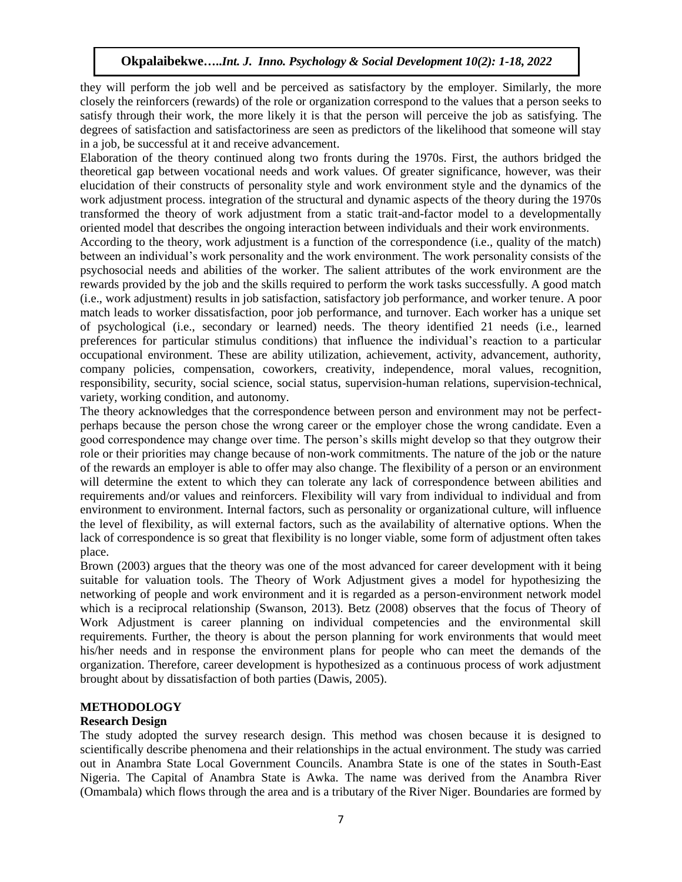they will perform the job well and be perceived as satisfactory by the employer. Similarly, the more closely the reinforcers (rewards) of the role or organization correspond to the values that a person seeks to satisfy through their work, the more likely it is that the person will perceive the job as satisfying. The degrees of satisfaction and satisfactoriness are seen as predictors of the likelihood that someone will stay in a job, be successful at it and receive advancement.

Elaboration of the theory continued along two fronts during the 1970s. First, the authors bridged the theoretical gap between vocational needs and work values. Of greater significance, however, was their elucidation of their constructs of personality style and work environment style and the dynamics of the work adjustment process. integration of the structural and dynamic aspects of the theory during the 1970s transformed the theory of work adjustment from a static trait-and-factor model to a developmentally oriented model that describes the ongoing interaction between individuals and their work environments.

According to the theory, work adjustment is a function of the correspondence (i.e., quality of the match) between an individual's work personality and the work environment. The work personality consists of the psychosocial needs and abilities of the worker. The salient attributes of the work environment are the rewards provided by the job and the skills required to perform the work tasks successfully. A good match (i.e., work adjustment) results in job satisfaction, satisfactory job performance, and worker tenure. A poor match leads to worker dissatisfaction, poor job performance, and turnover. Each worker has a unique set of psychological (i.e., secondary or learned) needs. The theory identified 21 needs (i.e., learned preferences for particular stimulus conditions) that influence the individual's reaction to a particular occupational environment. These are ability utilization, achievement, activity, advancement, authority, company policies, compensation, coworkers, creativity, independence, moral values, recognition, responsibility, security, social science, social status, supervision-human relations, supervision-technical, variety, working condition, and autonomy.

The theory acknowledges that the correspondence between person and environment may not be perfect-perhaps because the person chose the wrong career or the employer chose the wrong candidate. Even a good correspondence may change over time. The person's skills might develop so that they outgrow their role or their priorities may change because of non-work commitments. The nature of the job or the nature of the rewards an employer is able to offer may also change. The flexibility of a person or an environment will determine the extent to which they can tolerate any lack of correspondence between abilities and requirements and/or values and reinforcers. Flexibility will vary from individual to individual and from environment to environment. Internal factors, such as personality or organizational culture, will influence the level of flexibility, as will external factors, such as the availability of alternative options. When the lack of correspondence is so great that flexibility is no longer viable, some form of adjustment often takes place.

Brown (2003) argues that the theory was one of the most advanced for career development with it being suitable for valuation tools. The Theory of Work Adjustment gives a model for hypothesizing the networking of people and work environment and it is regarded as a person-environment network model which is a reciprocal relationship (Swanson, 2013). Betz (2008) observes that the focus of Theory of Work Adjustment is career planning on individual competencies and the environmental skill requirements. Further, the theory is about the person planning for work environments that would meet his/her needs and in response the environment plans for people who can meet the demands of the organization. Therefore, career development is hypothesized as a continuous process of work adjustment brought about by dissatisfaction of both parties (Dawis, 2005).

## METHODOLOGY

### Research Design

The study adopted the survey research design. This method was chosen because it is designed to scientifically describe phenomena and their relationships in the actual environment. The study was carried out in Anambra State Local Government Councils. Anambra State is one of the states in South-East Nigeria. The Capital of Anambra State is Awka. The name was derived from the Anambra River (Omambala) which flows through the area and is a tributary of the River Niger. Boundaries are formed by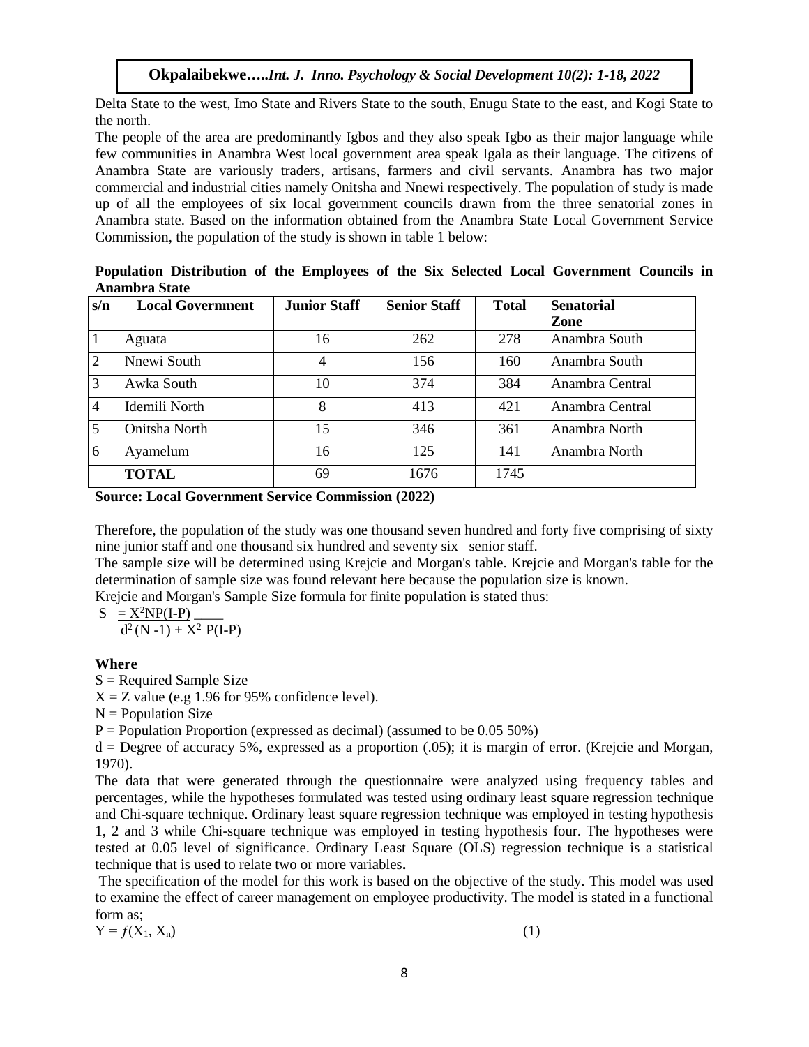Delta State to the west, Imo State and Rivers State to the south, Enugu State to the east, and Kogi State to the north.

The people of the area are predominantly Igbos and they also speak Igbo as their major language while few communities in Anambra West local government area speak Igala as their language. The citizens of Anambra State are variously traders, artisans, farmers and civil servants. Anambra has two major commercial and industrial cities namely Onitsha and Nnewi respectively. The population of study is made up of all the employees of six local government councils drawn from the three senatorial zones in Anambra state. Based on the information obtained from the Anambra State Local Government Service Commission, the population of the study is shown in table 1 below:

**Population Distribution of the Employees of the Six Selected Local Government Councils in Anambra State**

| s/n | Local Government | Junior Staff | Senior Staff | Total | Senatorial Zone |
|---|---|---|---|---|---|
| 1 | Aguata | 16 | 262 | 278 | Anambra South |
| 2 | Nnewi South | 4 | 156 | 160 | Anambra South |
| 3 | Awka South | 10 | 374 | 384 | Anambra Central |
| 4 | Idemili North | 8 | 413 | 421 | Anambra Central |
| 5 | Onitsha North | 15 | 346 | 361 | Anambra North |
| 6 | Ayamelum | 16 | 125 | 141 | Anambra North |
| | **TOTAL** | 69 | 1676 | 1745 | |

**Source: Local Government Service Commission (2022)**

Therefore, the population of the study was one thousand seven hundred and forty five comprising of sixty nine junior staff and one thousand six hundred and seventy six senior staff.

The sample size will be determined using Krejcie and Morgan's table. Krejcie and Morgan's table for the determination of sample size was found relevant here because the population size is known.

Krejcie and Morgan's Sample Size formula for finite population is stated thus:

$$S = \frac{X^2NP(I-P)}{d^2(N-1) + X^2 P(I-P)}$$

**Where**

S = Required Sample Size

X = Z value (e.g 1.96 for 95% confidence level).

N = Population Size

P = Population Proportion (expressed as decimal) (assumed to be 0.05 50%)

d = Degree of accuracy 5%, expressed as a proportion (.05); it is margin of error. (Krejcie and Morgan, 1970).

The data that were generated through the questionnaire were analyzed using frequency tables and percentages, while the hypotheses formulated was tested using ordinary least square regression technique and Chi-square technique. Ordinary least square regression technique was employed in testing hypothesis 1, 2 and 3 while Chi-square technique was employed in testing hypothesis four. The hypotheses were tested at 0.05 level of significance. Ordinary Least Square (OLS) regression technique is a statistical technique that is used to relate two or more variables**.**

The specification of the model for this work is based on the objective of the study. This model was used to examine the effect of career management on employee productivity. The model is stated in a functional form as;

$$Y = f(X_1, X_n) \qquad (1)$$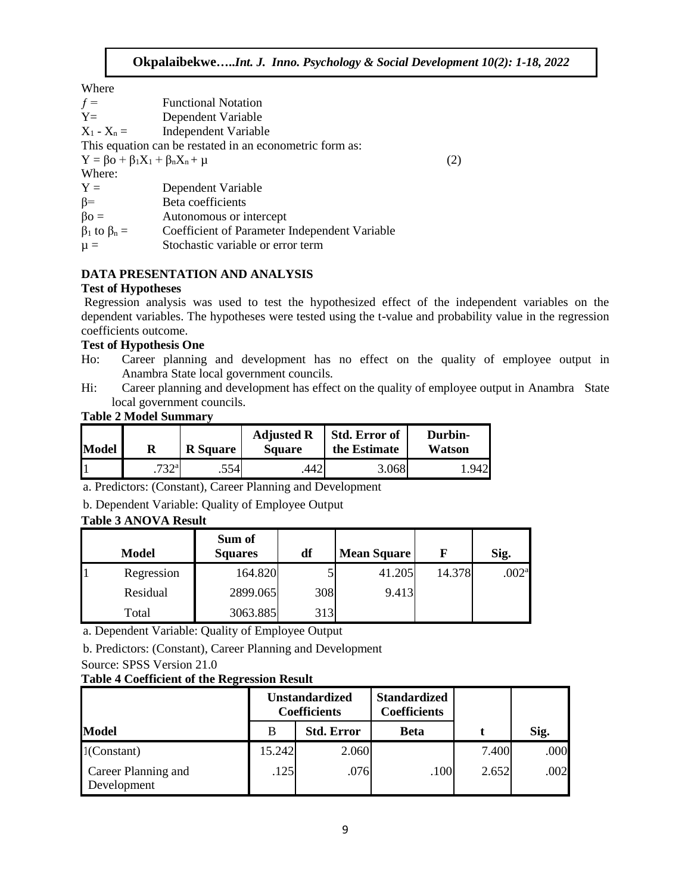Where

$f$ = Functional Notation

Y= Dependent Variable

$X_1 - X_n$ = Independent Variable

This equation can be restated in an econometric form as:

$$Y = \beta o + \beta_1 X_1 + \beta_n X_n + \mu \quad (2)$$

Where:

Y = Dependent Variable

β= Beta coefficients

βo = Autonomous or intercept

$\beta_1$ to $\beta_n$ = Coefficient of Parameter Independent Variable

μ = Stochastic variable or error term

## DATA PRESENTATION AND ANALYSIS

### Test of Hypotheses

Regression analysis was used to test the hypothesized effect of the independent variables on the dependent variables. The hypotheses were tested using the t-value and probability value in the regression coefficients outcome.

### Test of Hypothesis One

Ho: Career planning and development has no effect on the quality of employee output in Anambra State local government councils.

Hi: Career planning and development has effect on the quality of employee output in Anambra State local government councils.

**Table 2 Model Summary**

| Model | R | R Square | Adjusted R Square | Std. Error of the Estimate | Durbin-Watson |
|---|---|---|---|---|---|
| 1 | .732[a] | .554 | .442 | 3.068 | 1.942 |

a. Predictors: (Constant), Career Planning and Development

b. Dependent Variable: Quality of Employee Output

**Table 3 ANOVA Result**

| Model | | Sum of Squares | df | Mean Square | F | Sig. |
|---|---|---|---|---|---|---|
| 1 | Regression | 164.820 | 5 | 41.205 | 14.378 | .002[a] |
| | Residual | 2899.065 | 308 | 9.413 | | |
| | Total | 3063.885 | 313 | | | |

a. Dependent Variable: Quality of Employee Output

b. Predictors: (Constant), Career Planning and Development

Source: SPSS Version 21.0

**Table 4 Coefficient of the Regression Result**

| Model | Unstandardized Coefficients | | Standardized Coefficients | t | Sig. |
|---|---|---|---|---|---|
| | B | Std. Error | Beta | | |
| 1(Constant) | 15.242 | 2.060 | | 7.400 | .000 |
| Career Planning and Development | .125 | .076 | .100 | 2.652 | .002 |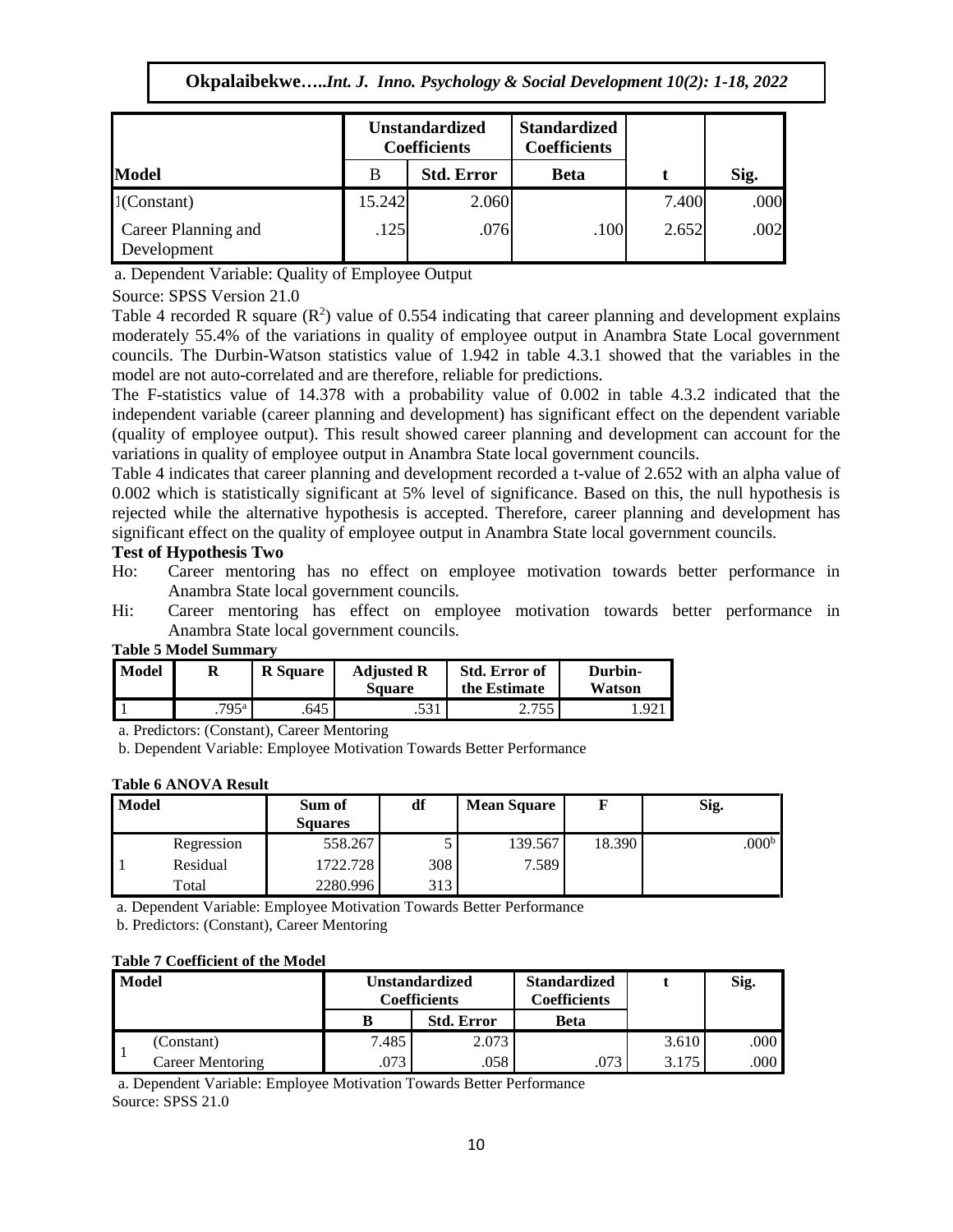| Model | Unstandardized Coefficients | | Standardized Coefficients | t | Sig. |
|---|---|---|---|---|---|
| | B | Std. Error | Beta | | |
| 1(Constant) | 15.242 | 2.060 | | 7.400 | .000 |
| Career Planning and Development | .125 | .076 | .100 | 2.652 | .002 |

a. Dependent Variable: Quality of Employee Output

Source: SPSS Version 21.0

Table 4 recorded R square ($R^2$) value of 0.554 indicating that career planning and development explains moderately 55.4% of the variations in quality of employee output in Anambra State Local government councils. The Durbin-Watson statistics value of 1.942 in table 4.3.1 showed that the variables in the model are not auto-correlated and are therefore, reliable for predictions.

The F-statistics value of 14.378 with a probability value of 0.002 in table 4.3.2 indicated that the independent variable (career planning and development) has significant effect on the dependent variable (quality of employee output). This result showed career planning and development can account for the variations in quality of employee output in Anambra State local government councils.

Table 4 indicates that career planning and development recorded a t-value of 2.652 with an alpha value of 0.002 which is statistically significant at 5% level of significance. Based on this, the null hypothesis is rejected while the alternative hypothesis is accepted. Therefore, career planning and development has significant effect on the quality of employee output in Anambra State local government councils.

### Test of Hypothesis Two

Ho: Career mentoring has no effect on employee motivation towards better performance in Anambra State local government councils.

Hi: Career mentoring has effect on employee motivation towards better performance in Anambra State local government councils.

**Table 5 Model Summary**

| Model | R | R Square | Adjusted R Square | Std. Error of the Estimate | Durbin-Watson |
|---|---|---|---|---|---|
| 1 | .795[a] | .645 | .531 | 2.755 | 1.921 |

a. Predictors: (Constant), Career Mentoring

b. Dependent Variable: Employee Motivation Towards Better Performance

**Table 6 ANOVA Result**

| Model | | Sum of Squares | df | Mean Square | F | Sig. |
|---|---|---|---|---|---|---|
| 1 | Regression | 558.267 | 5 | 139.567 | 18.390 | .000[b] |
| | Residual | 1722.728 | 308 | 7.589 | | |
| | Total | 2280.996 | 313 | | | |

a. Dependent Variable: Employee Motivation Towards Better Performance

b. Predictors: (Constant), Career Mentoring

**Table 7 Coefficient of the Model**

| Model | | Unstandardized Coefficients | | Standardized Coefficients | t | Sig. |
|---|---|---|---|---|---|---|
| | | B | Std. Error | Beta | | |
| 1 | (Constant) | 7.485 | 2.073 | | 3.610 | .000 |
| | Career Mentoring | .073 | .058 | .073 | 3.175 | .000 |

a. Dependent Variable: Employee Motivation Towards Better Performance

Source: SPSS 21.0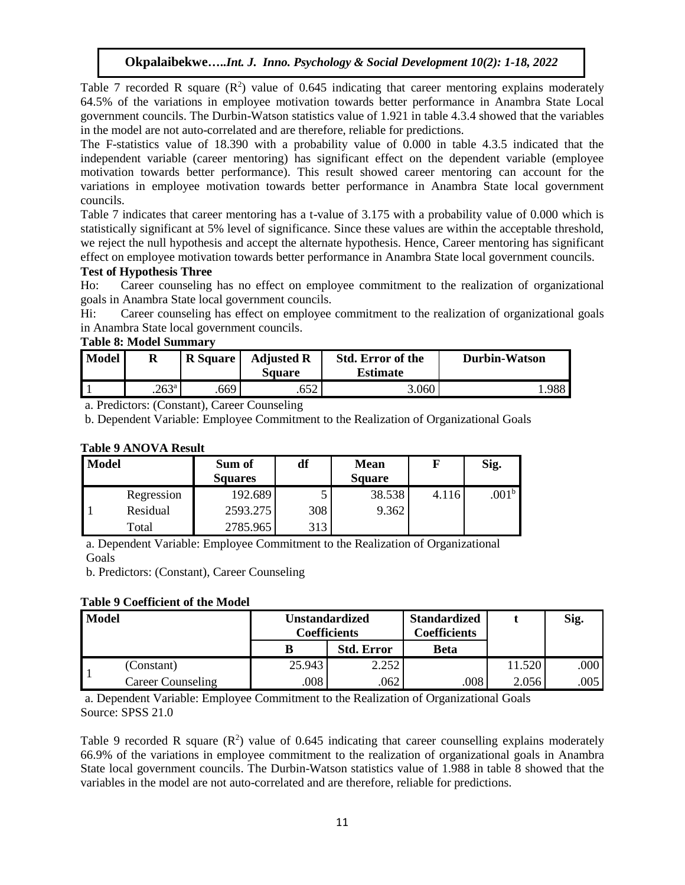Table 7 recorded R square ($R^2$) value of 0.645 indicating that career mentoring explains moderately 64.5% of the variations in employee motivation towards better performance in Anambra State Local government councils. The Durbin-Watson statistics value of 1.921 in table 4.3.4 showed that the variables in the model are not auto-correlated and are therefore, reliable for predictions.

The F-statistics value of 18.390 with a probability value of 0.000 in table 4.3.5 indicated that the independent variable (career mentoring) has significant effect on the dependent variable (employee motivation towards better performance). This result showed career mentoring can account for the variations in employee motivation towards better performance in Anambra State local government councils.

Table 7 indicates that career mentoring has a t-value of 3.175 with a probability value of 0.000 which is statistically significant at 5% level of significance. Since these values are within the acceptable threshold, we reject the null hypothesis and accept the alternate hypothesis. Hence, Career mentoring has significant effect on employee motivation towards better performance in Anambra State local government councils.

**Test of Hypothesis Three**

Ho: Career counseling has no effect on employee commitment to the realization of organizational goals in Anambra State local government councils.

Hi: Career counseling has effect on employee commitment to the realization of organizational goals in Anambra State local government councils.

**Table 8: Model Summary**

| Model | R | R Square | Adjusted R Square | Std. Error of the Estimate | Durbin-Watson |
|---|---|---|---|---|---|
| 1 | .263[a] | .669 | .652 | 3.060 | 1.988 |

a. Predictors: (Constant), Career Counseling

b. Dependent Variable: Employee Commitment to the Realization of Organizational Goals

**Table 9 ANOVA Result**

| Model | | Sum of Squares | df | Mean Square | F | Sig. |
|---|---|---|---|---|---|---|
| 1 | Regression | 192.689 | 5 | 38.538 | 4.116 | .001[b] |
| | Residual | 2593.275 | 308 | 9.362 | | |
| | Total | 2785.965 | 313 | | | |

a. Dependent Variable: Employee Commitment to the Realization of Organizational Goals

b. Predictors: (Constant), Career Counseling

**Table 9 Coefficient of the Model**

| Model | | Unstandardized Coefficients | | Standardized Coefficients | t | Sig. |
|---|---|---|---|---|---|---|
| | | B | Std. Error | Beta | | |
| 1 | (Constant) | 25.943 | 2.252 | | 11.520 | .000 |
| | Career Counseling | .008 | .062 | .008 | 2.056 | .005 |

a. Dependent Variable: Employee Commitment to the Realization of Organizational Goals

Source: SPSS 21.0

Table 9 recorded R square ($R^2$) value of 0.645 indicating that career counselling explains moderately 66.9% of the variations in employee commitment to the realization of organizational goals in Anambra State local government councils. The Durbin-Watson statistics value of 1.988 in table 8 showed that the variables in the model are not auto-correlated and are therefore, reliable for predictions.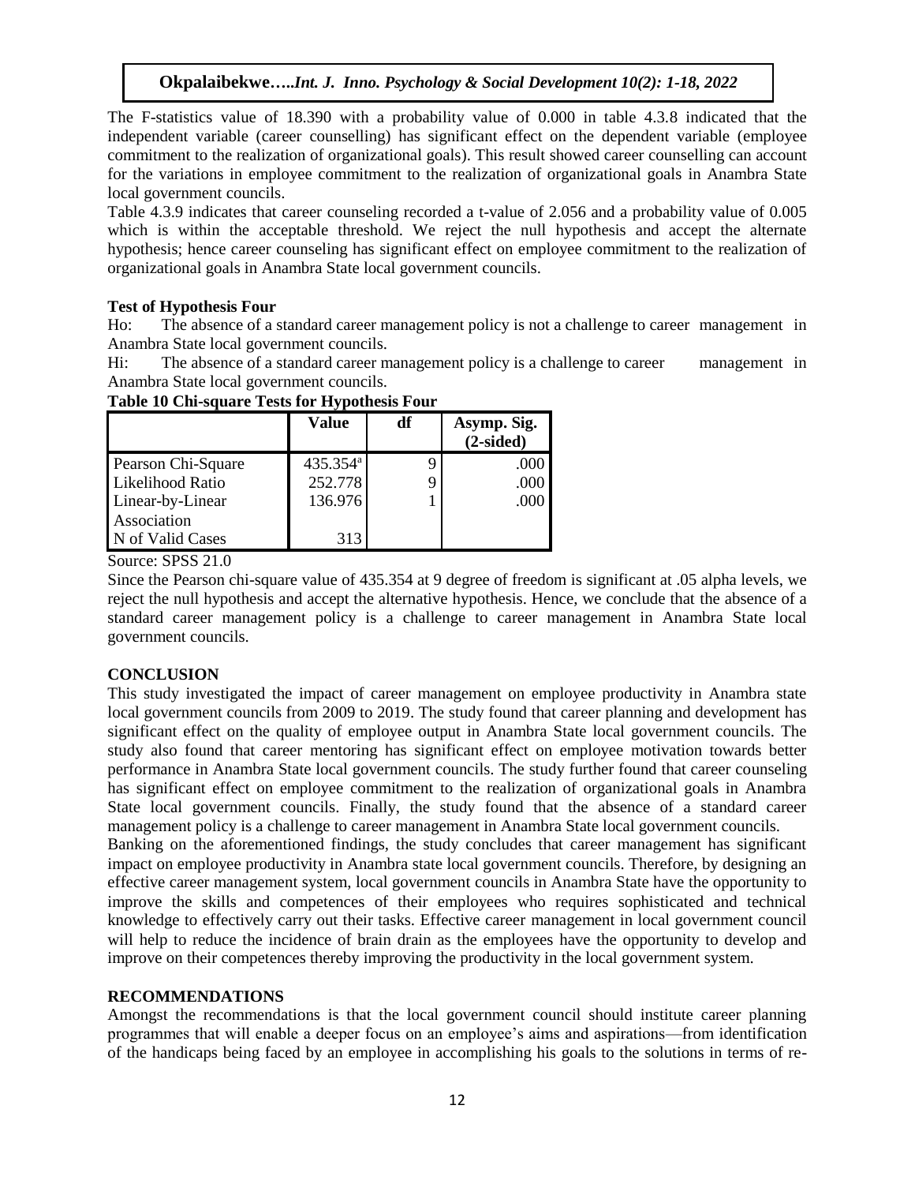The F-statistics value of 18.390 with a probability value of 0.000 in table 4.3.8 indicated that the independent variable (career counselling) has significant effect on the dependent variable (employee commitment to the realization of organizational goals). This result showed career counselling can account for the variations in employee commitment to the realization of organizational goals in Anambra State local government councils.

Table 4.3.9 indicates that career counseling recorded a t-value of 2.056 and a probability value of 0.005 which is within the acceptable threshold. We reject the null hypothesis and accept the alternate hypothesis; hence career counseling has significant effect on employee commitment to the realization of organizational goals in Anambra State local government councils.

**Test of Hypothesis Four**

Ho: The absence of a standard career management policy is not a challenge to career management in Anambra State local government councils.

Hi: The absence of a standard career management policy is a challenge to career management in Anambra State local government councils.

**Table 10 Chi-square Tests for Hypothesis Four**

| | Value | df | Asymp. Sig. (2-sided) |
|---|---|---|---|
| Pearson Chi-Square | 435.354[a] | 9 | .000 |
| Likelihood Ratio | 252.778 | 9 | .000 |
| Linear-by-Linear Association | 136.976 | 1 | .000 |
| N of Valid Cases | 313 | | |

Source: SPSS 21.0

Since the Pearson chi-square value of 435.354 at 9 degree of freedom is significant at .05 alpha levels, we reject the null hypothesis and accept the alternative hypothesis. Hence, we conclude that the absence of a standard career management policy is a challenge to career management in Anambra State local government councils.

## CONCLUSION

This study investigated the impact of career management on employee productivity in Anambra state local government councils from 2009 to 2019. The study found that career planning and development has significant effect on the quality of employee output in Anambra State local government councils. The study also found that career mentoring has significant effect on employee motivation towards better performance in Anambra State local government councils. The study further found that career counseling has significant effect on employee commitment to the realization of organizational goals in Anambra State local government councils. Finally, the study found that the absence of a standard career management policy is a challenge to career management in Anambra State local government councils.

Banking on the aforementioned findings, the study concludes that career management has significant impact on employee productivity in Anambra state local government councils. Therefore, by designing an effective career management system, local government councils in Anambra State have the opportunity to improve the skills and competences of their employees who requires sophisticated and technical knowledge to effectively carry out their tasks. Effective career management in local government council will help to reduce the incidence of brain drain as the employees have the opportunity to develop and improve on their competences thereby improving the productivity in the local government system.

## RECOMMENDATIONS

Amongst the recommendations is that the local government council should institute career planning programmes that will enable a deeper focus on an employee's aims and aspirations—from identification of the handicaps being faced by an employee in accomplishing his goals to the solutions in terms of re-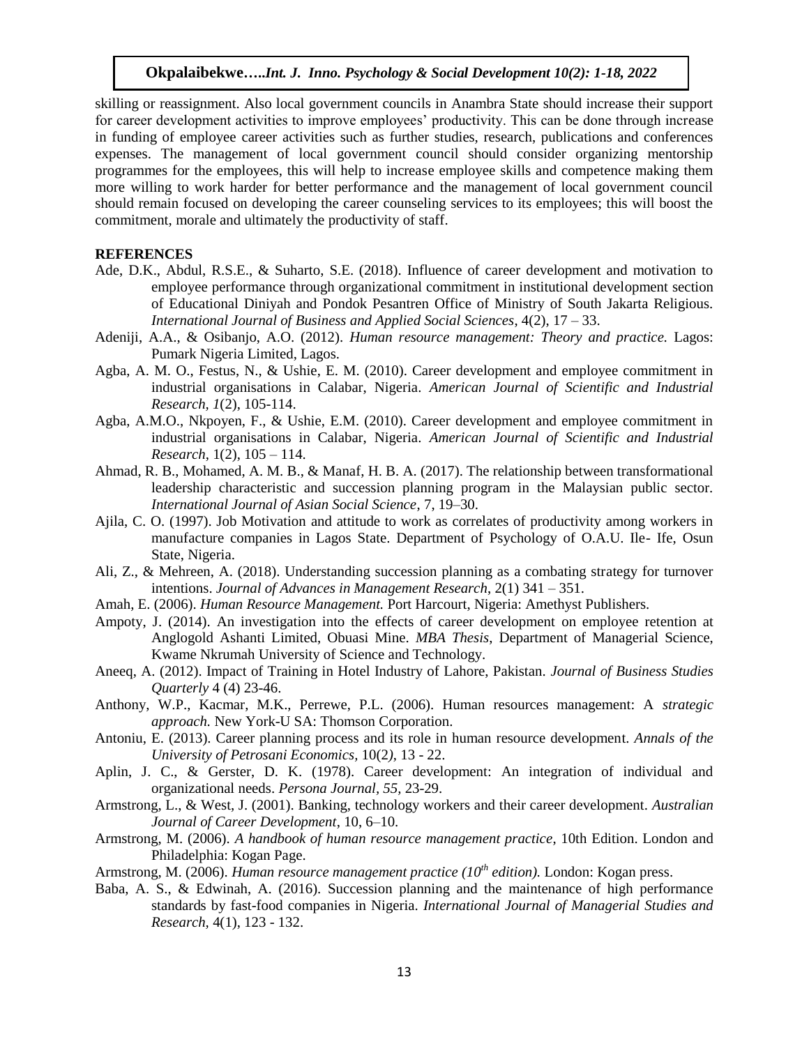skilling or reassignment. Also local government councils in Anambra State should increase their support for career development activities to improve employees' productivity. This can be done through increase in funding of employee career activities such as further studies, research, publications and conferences expenses. The management of local government council should consider organizing mentorship programmes for the employees, this will help to increase employee skills and competence making them more willing to work harder for better performance and the management of local government council should remain focused on developing the career counseling services to its employees; this will boost the commitment, morale and ultimately the productivity of staff.

## REFERENCES

Ade, D.K., Abdul, R.S.E., & Suharto, S.E. (2018). Influence of career development and motivation to employee performance through organizational commitment in institutional development section of Educational Diniyah and Pondok Pesantren Office of Ministry of South Jakarta Religious. *International Journal of Business and Applied Social Sciences*, 4(2), 17 – 33.

Adeniji, A.A., & Osibanjo, A.O. (2012). *Human resource management: Theory and practice.* Lagos: Pumark Nigeria Limited, Lagos.

Agba, A. M. O., Festus, N., & Ushie, E. M. (2010). Career development and employee commitment in industrial organisations in Calabar, Nigeria. *American Journal of Scientific and Industrial Research*, *1*(2), 105-114.

Agba, A.M.O., Nkpoyen, F., & Ushie, E.M. (2010). Career development and employee commitment in industrial organisations in Calabar, Nigeria. *American Journal of Scientific and Industrial Research*, 1(2), 105 – 114.

Ahmad, R. B., Mohamed, A. M. B., & Manaf, H. B. A. (2017). The relationship between transformational leadership characteristic and succession planning program in the Malaysian public sector. *International Journal of Asian Social Science*, 7, 19–30.

Ajila, C. O. (1997). Job Motivation and attitude to work as correlates of productivity among workers in manufacture companies in Lagos State. Department of Psychology of O.A.U. Ile- Ife, Osun State, Nigeria.

Ali, Z., & Mehreen, A. (2018). Understanding succession planning as a combating strategy for turnover intentions. *Journal of Advances in Management Research*, 2(1) 341 – 351.

Amah, E. (2006). *Human Resource Management.* Port Harcourt, Nigeria: Amethyst Publishers.

Ampoty, J. (2014). An investigation into the effects of career development on employee retention at Anglogold Ashanti Limited, Obuasi Mine. *MBA Thesis*, Department of Managerial Science, Kwame Nkrumah University of Science and Technology.

Aneeq, A. (2012). Impact of Training in Hotel Industry of Lahore, Pakistan. *Journal of Business Studies Quarterly* 4 (4) 23-46.

Anthony, W.P., Kacmar, M.K., Perrewe, P.L. (2006). Human resources management: A *strategic approach.* New York-U SA: Thomson Corporation.

Antoniu, E. (2013). Career planning process and its role in human resource development. *Annals of the University of Petrosani Economics,* 10(2*)*, 13 - 22.

Aplin, J. C., & Gerster, D. K. (1978). Career development: An integration of individual and organizational needs. *Persona Journal*, *55,* 23-29.

Armstrong, L., & West, J. (2001). Banking, technology workers and their career development. *Australian Journal of Career Development*, 10, 6–10.

Armstrong, M. (2006). *A handbook of human resource management practice*, 10th Edition. London and Philadelphia: Kogan Page.

Armstrong, M. (2006). *Human resource management practice (10th edition).* London: Kogan press.

Baba, A. S., & Edwinah, A. (2016). Succession planning and the maintenance of high performance standards by fast-food companies in Nigeria. *International Journal of Managerial Studies and Research,* 4(1), 123 - 132.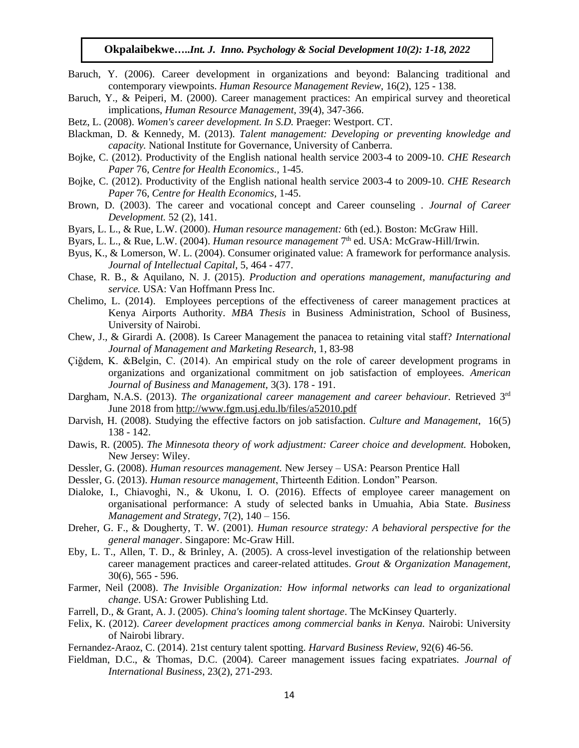Baruch, Y. (2006). Career development in organizations and beyond: Balancing traditional and contemporary viewpoints. *Human Resource Management Review*, 16(2), 125 - 138.

Baruch, Y., & Peiperi, M. (2000). Career management practices: An empirical survey and theoretical implications, *Human Resource Management*, 39(4), 347-366.

Betz, L. (2008). *Women's career development. In S.D.* Praeger: Westport. CT.

Blackman, D. & Kennedy, M. (2013). *Talent management: Developing or preventing knowledge and capacity.* National Institute for Governance, University of Canberra.

Bojke, C. (2012). Productivity of the English national health service 2003-4 to 2009-10. *CHE Research Paper* 76, *Centre for Health Economics.*, 1-45.

Bojke, C. (2012). Productivity of the English national health service 2003-4 to 2009-10. *CHE Research Paper* 76, *Centre for Health Economics*, 1-45.

Brown, D. (2003). The career and vocational concept and Career counseling . *Journal of Career Development.* 52 (2), 141.

Byars, L. L., & Rue, L.W. (2000). *Human resource management:* 6th (ed.). Boston: McGraw Hill.

Byars, L. L., & Rue, L.W. (2004). *Human resource management* 7th ed. USA: McGraw-Hill/Irwin.

Byus, K., & Lomerson, W. L. (2004). Consumer originated value: A framework for performance analysis. *Journal of Intellectual Capital*, 5, 464 - 477.

Chase, R. B., & Aquilano, N. J. (2015). *Production and operations management, manufacturing and service.* USA: Van Hoffmann Press Inc.

Chelimo, L. (2014). Employees perceptions of the effectiveness of career management practices at Kenya Airports Authority. *MBA Thesis* in Business Administration, School of Business, University of Nairobi.

Chew, J., & Girardi A. (2008). Is Career Management the panacea to retaining vital staff? *International Journal of Management and Marketing Research*, 1, 83-98

Çiğdem, K. &Belgin, C. (2014). An empirical study on the role of career development programs in organizations and organizational commitment on job satisfaction of employees. *American Journal of Business and Management*, 3(3). 178 - 191.

Dargham, N.A.S. (2013). *The organizational career management and career behaviour.* Retrieved 3rd June 2018 from http://www.fgm.usj.edu.lb/files/a52010.pdf

Darvish, H. (2008). Studying the effective factors on job satisfaction. *Culture and Management*, 16(5) 138 - 142.

Dawis, R. (2005). *The Minnesota theory of work adjustment: Career choice and development.* Hoboken, New Jersey: Wiley.

Dessler, G. (2008). *Human resources management.* New Jersey – USA: Pearson Prentice Hall

Dessler, G. (2013). *Human resource management*, Thirteenth Edition. London" Pearson.

Dialoke, I., Chiavoghi, N., & Ukonu, I. O. (2016). Effects of employee career management on organisational performance: A study of selected banks in Umuahia, Abia State. *Business Management and Strategy*, 7(2), 140 – 156.

Dreher, G. F., & Dougherty, T. W. (2001). *Human resource strategy: A behavioral perspective for the general manager*. Singapore: Mc-Graw Hill.

Eby, L. T., Allen, T. D., & Brinley, A. (2005). A cross-level investigation of the relationship between career management practices and career-related attitudes. *Grout & Organization Management,* 30(6), 565 - 596.

Farmer, Neil (2008). *The Invisible Organization: How informal networks can lead to organizational change.* USA: Grower Publishing Ltd.

Farrell, D., & Grant, A. J. (2005). *China's looming talent shortage*. The McKinsey Quarterly.

Felix, K. (2012). *Career development practices among commercial banks in Kenya.* Nairobi: University of Nairobi library.

Fernandez-Araoz, C. (2014). 21st century talent spotting. *Harvard Business Review*, 92(6) 46-56.

Fieldman, D.C., & Thomas, D.C. (2004). Career management issues facing expatriates. *Journal of International Business*, 23(2), 271-293.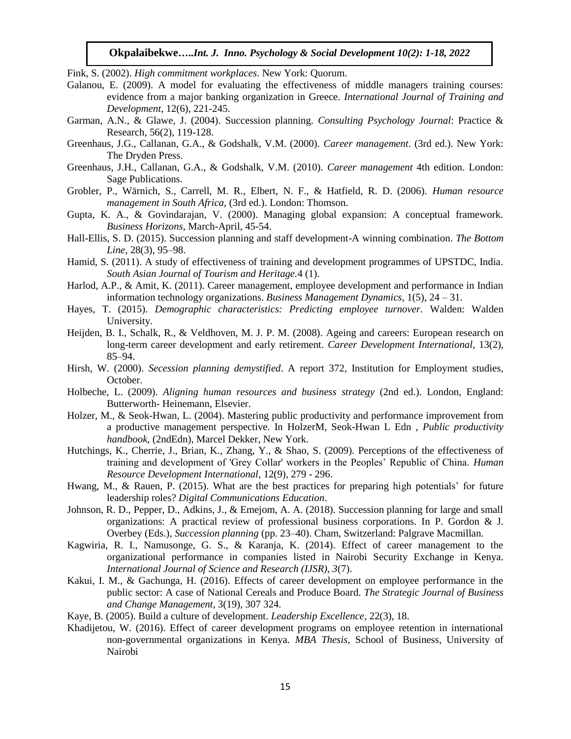Fink, S. (2002). *High commitment workplaces*. New York: Quorum.

Galanou, E. (2009). A model for evaluating the effectiveness of middle managers training courses: evidence from a major banking organization in Greece. *International Journal of Training and Development*, 12(6), 221-245.

Garman, A.N., & Glawe, J. (2004). Succession planning. *Consulting Psychology Journal*: Practice & Research, 56(2), 119-128.

Greenhaus, J.G., Callanan, G.A., & Godshalk, V.M. (2000). *Career management*. (3rd ed.). New York: The Dryden Press.

Greenhaus, J.H., Callanan, G.A., & Godshalk, V.M. (2010). *Career management* 4th edition. London: Sage Publications.

Grobler, P., Wärnich, S., Carrell, M. R., Elbert, N. F., & Hatfield, R. D. (2006). *Human resource management in South Africa,* (3rd ed.). London: Thomson.

Gupta, K. A., & Govindarajan, V. (2000). Managing global expansion: A conceptual framework. *Business Horizons*, March-April, 45-54.

Hall-Ellis, S. D. (2015). Succession planning and staff development-A winning combination. *The Bottom Line*, 28(3), 95–98.

Hamid, S. (2011). A study of effectiveness of training and development programmes of UPSTDC, India. *South Asian Journal of Tourism and Heritage*.4 (1).

Harlod, A.P., & Amit, K. (2011). Career management, employee development and performance in Indian information technology organizations. *Business Management Dynamics*, 1(5), 24 – 31.

Hayes, T. (2015). *Demographic characteristics: Predicting employee turnover.* Walden: Walden University.

Heijden, B. I., Schalk, R., & Veldhoven, M. J. P. M. (2008). Ageing and careers: European research on long-term career development and early retirement. *Career Development International*, 13(2), 85–94.

Hirsh, W. (2000). *Secession planning demystified*. A report 372, Institution for Employment studies, October.

Holbeche, L. (2009). *Aligning human resources and business strategy* (2nd ed.). London, England: Butterworth- Heinemann, Elsevier.

Holzer, M., & Seok-Hwan, L. (2004). Mastering public productivity and performance improvement from a productive management perspective. In HolzerM, Seok-Hwan L Edn , *Public productivity handbook*, (2ndEdn), Marcel Dekker, New York.

Hutchings, K., Cherrie, J., Brian, K., Zhang, Y., & Shao, S. (2009). Perceptions of the effectiveness of training and development of 'Grey Collar' workers in the Peoples' Republic of China. *Human Resource Development International*, 12(9), 279 - 296.

Hwang, M., & Rauen, P. (2015). What are the best practices for preparing high potentials' for future leadership roles? *Digital Communications Education*.

Johnson, R. D., Pepper, D., Adkins, J., & Emejom, A. A. (2018). Succession planning for large and small organizations: A practical review of professional business corporations. In P. Gordon & J. Overbey (Eds.), *Succession planning* (pp. 23–40). Cham, Switzerland: Palgrave Macmillan.

Kagwiria, R. I., Namusonge, G. S., & Karanja, K. (2014). Effect of career management to the organizational performance in companies listed in Nairobi Security Exchange in Kenya. *International Journal of Science and Research (IJSR)*, *3*(7).

Kakui, I. M., & Gachunga, H. (2016). Effects of career development on employee performance in the public sector: A case of National Cereals and Produce Board. *The Strategic Journal of Business and Change Management*, 3(19), 307 324.

Kaye, B. (2005). Build a culture of development. *Leadership Excellence*, 22(3), 18.

Khadijetou, W. (2016). Effect of career development programs on employee retention in international non-governmental organizations in Kenya. *MBA Thesis,* School of Business, University of Nairobi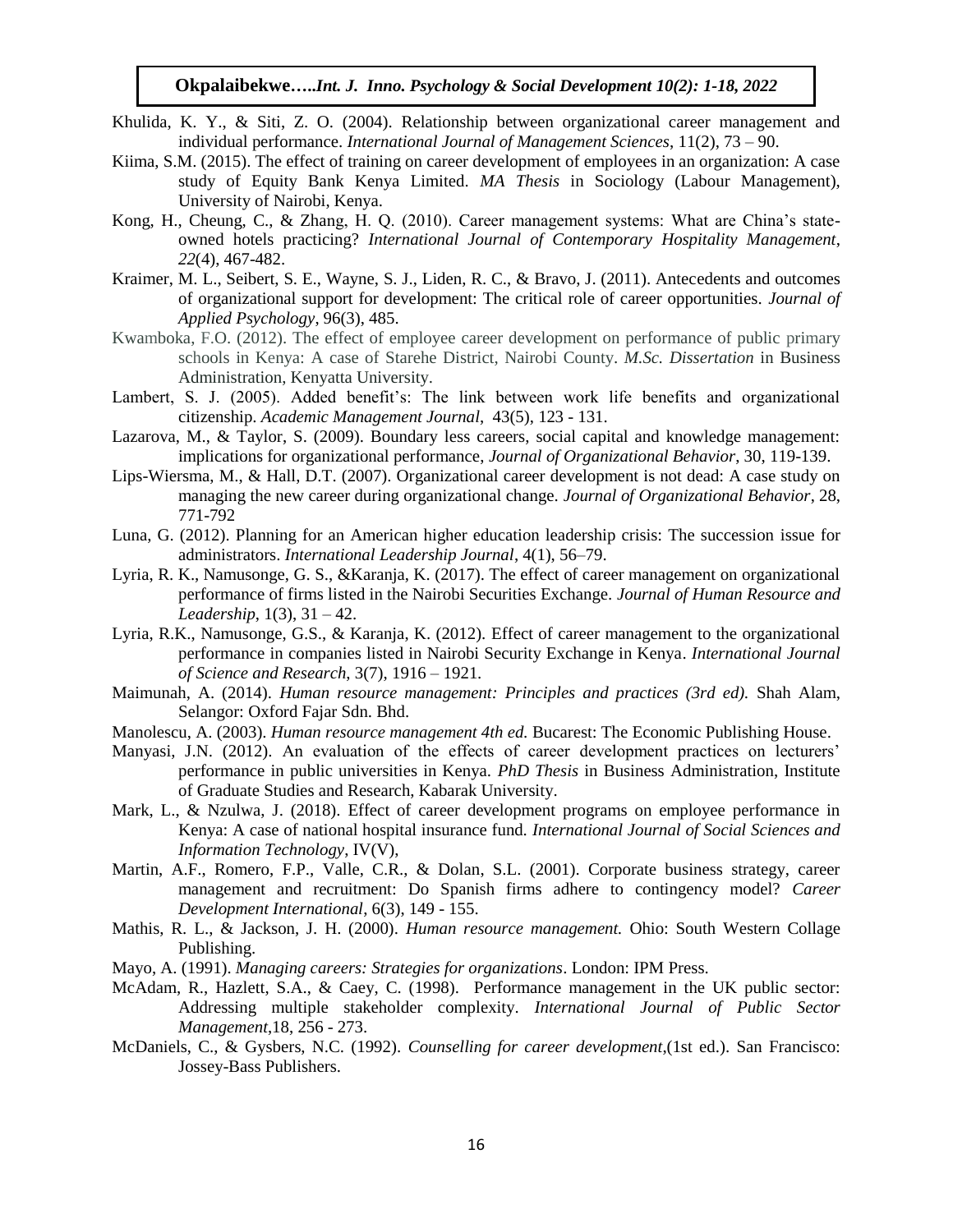Khulida, K. Y., & Siti, Z. O. (2004). Relationship between organizational career management and individual performance. *International Journal of Management Sciences*, 11(2), 73 – 90.

Kiima, S.M. (2015). The effect of training on career development of employees in an organization: A case study of Equity Bank Kenya Limited. *MA Thesis* in Sociology (Labour Management), University of Nairobi, Kenya.

Kong, H., Cheung, C., & Zhang, H. Q. (2010). Career management systems: What are China's state-owned hotels practicing? *International Journal of Contemporary Hospitality Management*, *22*(4), 467-482.

Kraimer, M. L., Seibert, S. E., Wayne, S. J., Liden, R. C., & Bravo, J. (2011). Antecedents and outcomes of organizational support for development: The critical role of career opportunities. *Journal of Applied Psychology*, 96(3), 485.

Kwamboka, F.O. (2012). The effect of employee career development on performance of public primary schools in Kenya: A case of Starehe District, Nairobi County. *M.Sc. Dissertation* in Business Administration, Kenyatta University.

Lambert, S. J. (2005). Added benefit's: The link between work life benefits and organizational citizenship. *Academic Management Journal*, 43(5), 123 - 131.

Lazarova, M., & Taylor, S. (2009). Boundary less careers, social capital and knowledge management: implications for organizational performance, *Journal of Organizational Behavior*, 30, 119-139.

Lips-Wiersma, M., & Hall, D.T. (2007). Organizational career development is not dead: A case study on managing the new career during organizational change. *Journal of Organizational Behavior*, 28, 771-792

Luna, G. (2012). Planning for an American higher education leadership crisis: The succession issue for administrators. *International Leadership Journal*, 4(1), 56–79.

Lyria, R. K., Namusonge, G. S., &Karanja, K. (2017). The effect of career management on organizational performance of firms listed in the Nairobi Securities Exchange. *Journal of Human Resource and Leadership*, 1(3), 31 – 42.

Lyria, R.K., Namusonge, G.S., & Karanja, K. (2012). Effect of career management to the organizational performance in companies listed in Nairobi Security Exchange in Kenya. *International Journal of Science and Research*, 3(7), 1916 – 1921.

Maimunah, A. (2014). *Human resource management: Principles and practices (3rd ed).* Shah Alam, Selangor: Oxford Fajar Sdn. Bhd.

Manolescu, A. (2003). *Human resource management 4th ed.* Bucarest: The Economic Publishing House.

Manyasi, J.N. (2012). An evaluation of the effects of career development practices on lecturers' performance in public universities in Kenya. *PhD Thesis* in Business Administration, Institute of Graduate Studies and Research, Kabarak University.

Mark, L., & Nzulwa, J. (2018). Effect of career development programs on employee performance in Kenya: A case of national hospital insurance fund. *International Journal of Social Sciences and Information Technology*, IV(V),

Martin, A.F., Romero, F.P., Valle, C.R., & Dolan, S.L. (2001). Corporate business strategy, career management and recruitment: Do Spanish firms adhere to contingency model? *Career Development International*, 6(3), 149 - 155.

Mathis, R. L., & Jackson, J. H. (2000). *Human resource management.* Ohio: South Western Collage Publishing.

Mayo, A. (1991). *Managing careers: Strategies for organizations*. London: IPM Press.

McAdam, R., Hazlett, S.A., & Caey, C. (1998). Performance management in the UK public sector: Addressing multiple stakeholder complexity. *International Journal of Public Sector Management*,18, 256 - 273.

McDaniels, C., & Gysbers, N.C. (1992). *Counselling for career development*,(1st ed.). San Francisco: Jossey-Bass Publishers.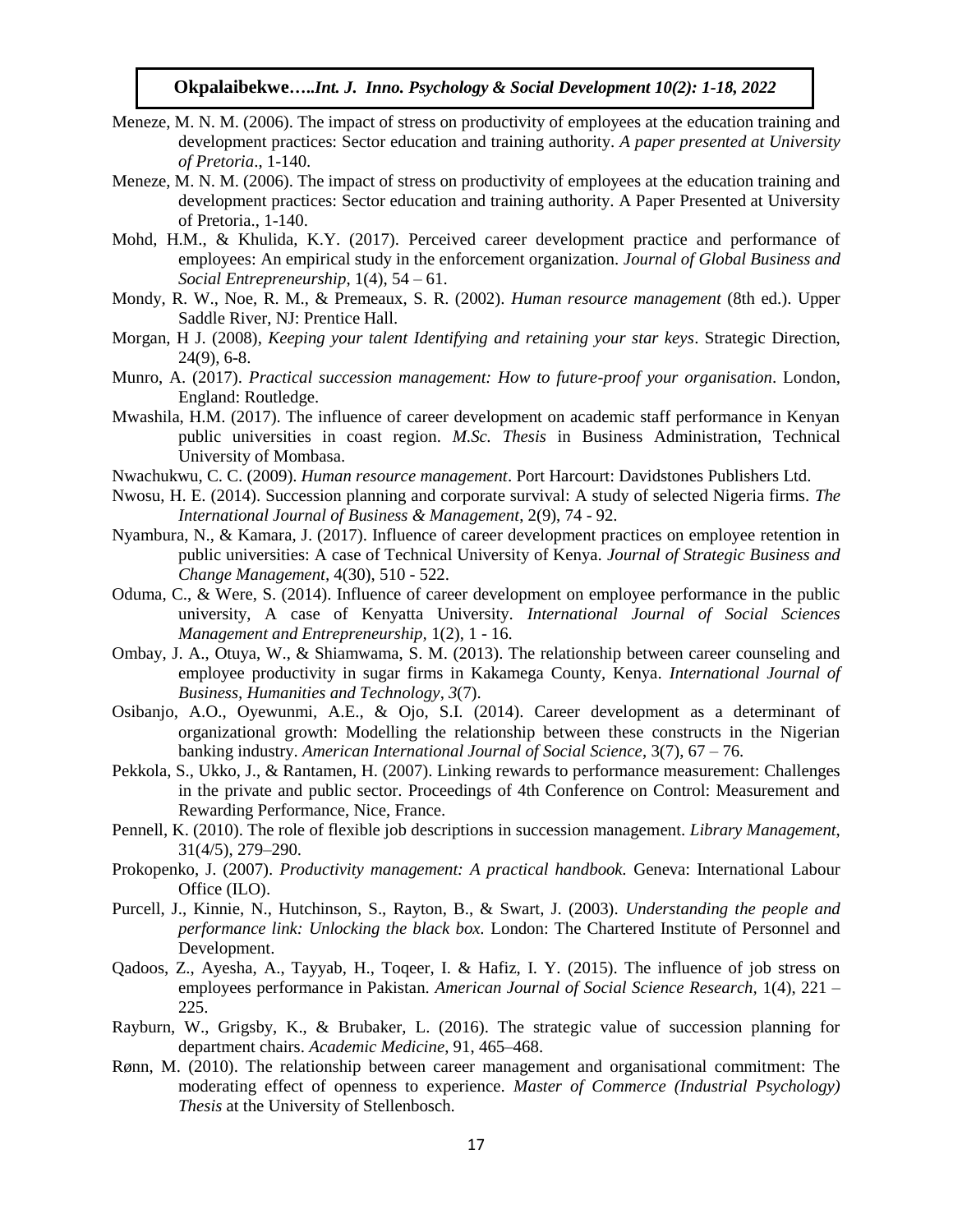Meneze, M. N. M. (2006). The impact of stress on productivity of employees at the education training and development practices: Sector education and training authority. *A paper presented at University of Pretoria*., 1-140.

Meneze, M. N. M. (2006). The impact of stress on productivity of employees at the education training and development practices: Sector education and training authority. A Paper Presented at University of Pretoria., 1-140.

Mohd, H.M., & Khulida, K.Y. (2017). Perceived career development practice and performance of employees: An empirical study in the enforcement organization. *Journal of Global Business and Social Entrepreneurship*, 1(4), 54 – 61.

Mondy, R. W., Noe, R. M., & Premeaux, S. R. (2002). *Human resource management* (8th ed.). Upper Saddle River, NJ: Prentice Hall.

Morgan, H J. (2008), *Keeping your talent Identifying and retaining your star keys*. Strategic Direction, 24(9), 6-8.

Munro, A. (2017). *Practical succession management: How to future-proof your organisation*. London, England: Routledge.

Mwashila, H.M. (2017). The influence of career development on academic staff performance in Kenyan public universities in coast region. *M.Sc. Thesis* in Business Administration, Technical University of Mombasa.

Nwachukwu, C. C. (2009). *Human resource management*. Port Harcourt: Davidstones Publishers Ltd.

Nwosu, H. E. (2014). Succession planning and corporate survival: A study of selected Nigeria firms. *The International Journal of Business & Management*, 2(9), 74 - 92.

Nyambura, N., & Kamara, J. (2017). Influence of career development practices on employee retention in public universities: A case of Technical University of Kenya. *Journal of Strategic Business and Change Management*, 4(30), 510 - 522.

Oduma, C., & Were, S. (2014). Influence of career development on employee performance in the public university, A case of Kenyatta University. *International Journal of Social Sciences Management and Entrepreneurship*, 1(2), 1 - 16.

Ombay, J. A., Otuya, W., & Shiamwama, S. M. (2013). The relationship between career counseling and employee productivity in sugar firms in Kakamega County, Kenya. *International Journal of Business, Humanities and Technology*, *3*(7).

Osibanjo, A.O., Oyewunmi, A.E., & Ojo, S.I. (2014). Career development as a determinant of organizational growth: Modelling the relationship between these constructs in the Nigerian banking industry. *American International Journal of Social Science*, 3(7), 67 – 76.

Pekkola, S., Ukko, J., & Rantamen, H. (2007). Linking rewards to performance measurement: Challenges in the private and public sector. Proceedings of 4th Conference on Control: Measurement and Rewarding Performance, Nice, France.

Pennell, K. (2010). The role of flexible job descriptions in succession management. *Library Management*, 31(4/5), 279–290.

Prokopenko, J. (2007). *Productivity management: A practical handbook*. Geneva: International Labour Office (ILO).

Purcell, J., Kinnie, N., Hutchinson, S., Rayton, B., & Swart, J. (2003). *Understanding the people and performance link: Unlocking the black box*. London: The Chartered Institute of Personnel and Development.

Qadoos, Z., Ayesha, A., Tayyab, H., Toqeer, I. & Hafiz, I. Y. (2015). The influence of job stress on employees performance in Pakistan. *American Journal of Social Science Research*, 1(4), 221 – 225.

Rayburn, W., Grigsby, K., & Brubaker, L. (2016). The strategic value of succession planning for department chairs. *Academic Medicine*, 91, 465–468.

Rønn, M. (2010). The relationship between career management and organisational commitment: The moderating effect of openness to experience. *Master of Commerce (Industrial Psychology) Thesis* at the University of Stellenbosch.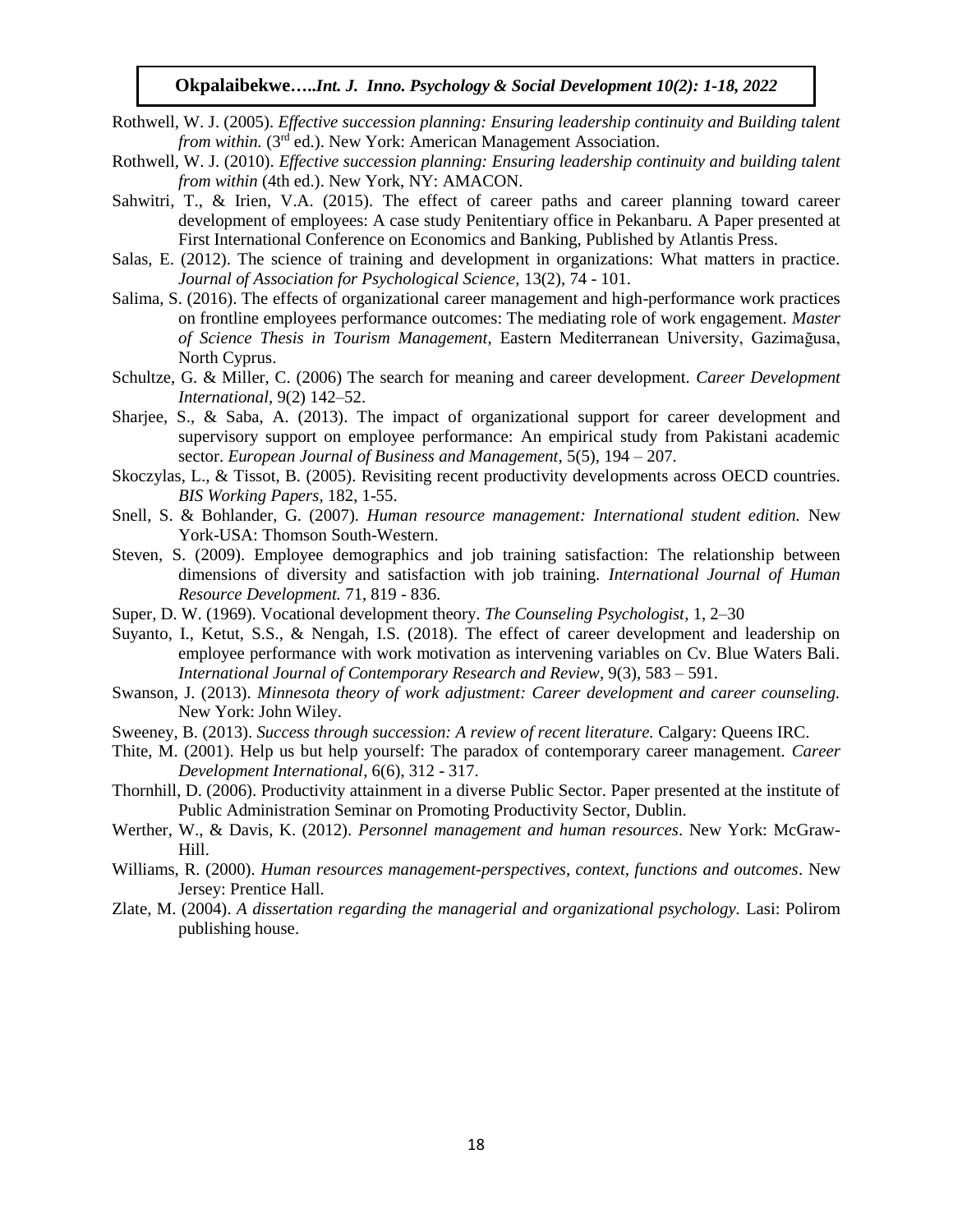Rothwell, W. J. (2005). *Effective succession planning: Ensuring leadership continuity and Building talent from within.* (3rd ed.). New York: American Management Association.

Rothwell, W. J. (2010). *Effective succession planning: Ensuring leadership continuity and building talent from within* (4th ed.). New York, NY: AMACON.

Sahwitri, T., & Irien, V.A. (2015). The effect of career paths and career planning toward career development of employees: A case study Penitentiary office in Pekanbaru. A Paper presented at First International Conference on Economics and Banking, Published by Atlantis Press.

Salas, E. (2012). The science of training and development in organizations: What matters in practice. *Journal of Association for Psychological Science*, 13(2), 74 - 101.

Salima, S. (2016). The effects of organizational career management and high-performance work practices on frontline employees performance outcomes: The mediating role of work engagement. *Master of Science Thesis in Tourism Management*, Eastern Mediterranean University, Gazimağusa, North Cyprus.

Schultze, G. & Miller, C. (2006) The search for meaning and career development. *Career Development International*, 9(2) 142–52.

Sharjee, S., & Saba, A. (2013). The impact of organizational support for career development and supervisory support on employee performance: An empirical study from Pakistani academic sector. *European Journal of Business and Management*, 5(5), 194 – 207.

Skoczylas, L., & Tissot, B. (2005). Revisiting recent productivity developments across OECD countries. *BIS Working Papers*, 182, 1-55.

Snell, S. & Bohlander, G. (2007). *Human resource management: International student edition.* New York-USA: Thomson South-Western.

Steven, S. (2009). Employee demographics and job training satisfaction: The relationship between dimensions of diversity and satisfaction with job training. *International Journal of Human Resource Development.* 71, 819 - 836.

Super, D. W. (1969). Vocational development theory. *The Counseling Psychologist*, 1, 2–30

Suyanto, I., Ketut, S.S., & Nengah, I.S. (2018). The effect of career development and leadership on employee performance with work motivation as intervening variables on Cv. Blue Waters Bali. *International Journal of Contemporary Research and Review*, 9(3), 583 – 591.

Swanson, J. (2013). *Minnesota theory of work adjustment: Career development and career counseling.* New York: John Wiley.

Sweeney, B. (2013). *Success through succession: A review of recent literature.* Calgary: Queens IRC.

Thite, M. (2001). Help us but help yourself: The paradox of contemporary career management. *Career Development International*, 6(6), 312 - 317.

Thornhill, D. (2006). Productivity attainment in a diverse Public Sector. Paper presented at the institute of Public Administration Seminar on Promoting Productivity Sector, Dublin.

Werther, W., & Davis, K. (2012). *Personnel management and human resources*. New York: McGraw-Hill.

Williams, R. (2000). *Human resources management-perspectives, context, functions and outcomes*. New Jersey: Prentice Hall.

Zlate, M. (2004). *A dissertation regarding the managerial and organizational psychology.* Lasi: Polirom publishing house.